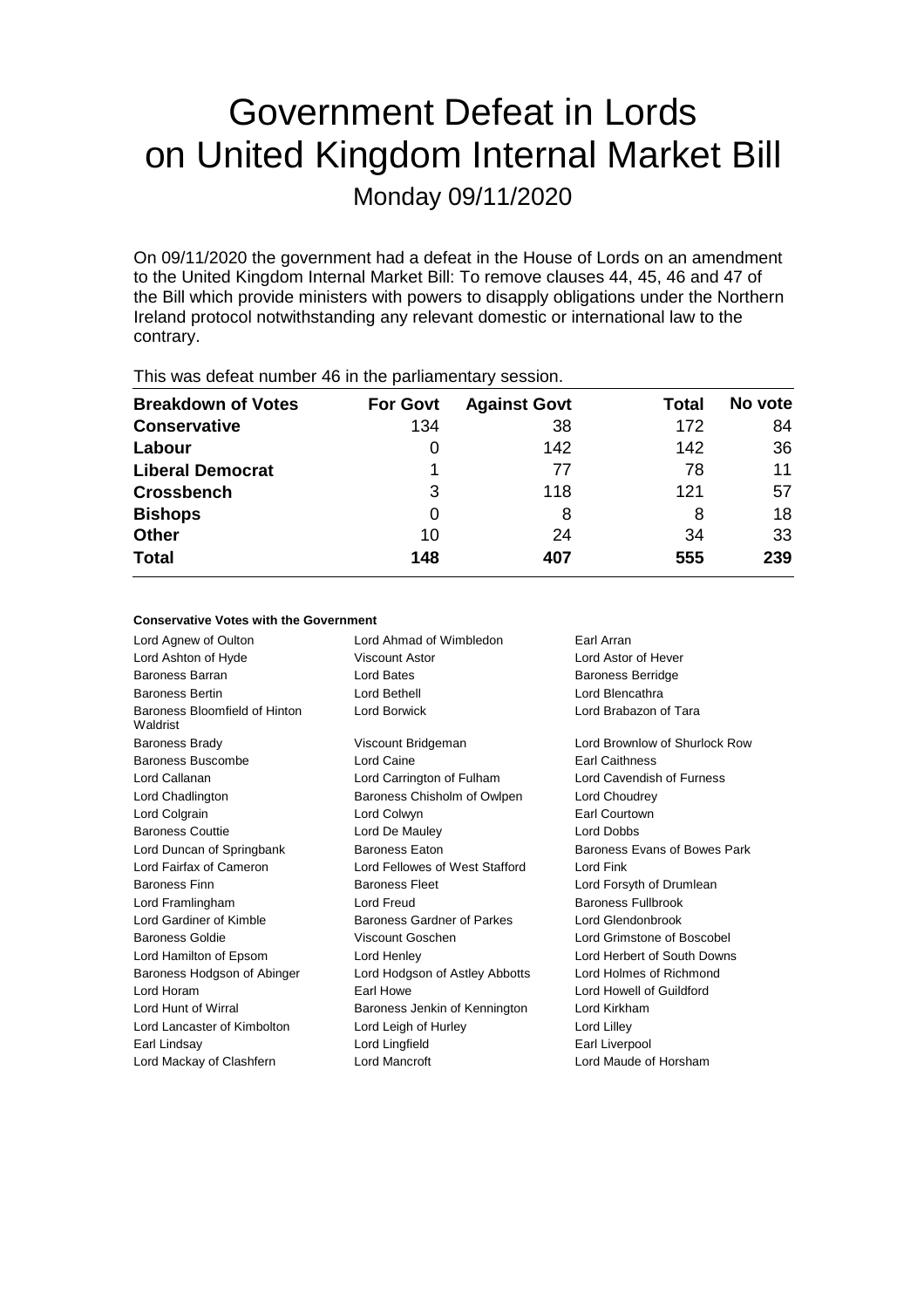# Government Defeat in Lords on United Kingdom Internal Market Bill

Monday 09/11/2020

On 09/11/2020 the government had a defeat in the House of Lords on an amendment to the United Kingdom Internal Market Bill: To remove clauses 44, 45, 46 and 47 of the Bill which provide ministers with powers to disapply obligations under the Northern Ireland protocol notwithstanding any relevant domestic or international law to the contrary.

This was defeat number 46 in the parliamentary session.

| Breakdown of Votes | For Govt | Against Govt | Total | No vote |
| --- | --- | --- | --- | --- |
| **Conservative** | 134 | 38 | 172 | 84 |
| **Labour** | 0 | 142 | 142 | 36 |
| **Liberal Democrat** | 1 | 77 | 78 | 11 |
| **Crossbench** | 3 | 118 | 121 | 57 |
| **Bishops** | 0 | 8 | 8 | 18 |
| **Other** | 10 | 24 | 34 | 33 |
| **Total** | **148** | **407** | **555** | **239** |

#### Conservative Votes with the Government

| | | |
| --- | --- | --- |
| Lord Agnew of Oulton | Lord Ahmad of Wimbledon | Earl Arran |
| Lord Ashton of Hyde | Viscount Astor | Lord Astor of Hever |
| Baroness Barran | Lord Bates | Baroness Berridge |
| Baroness Bertin | Lord Bethell | Lord Blencathra |
| Baroness Bloomfield of Hinton Waldrist | Lord Borwick | Lord Brabazon of Tara |
| Baroness Brady | Viscount Bridgeman | Lord Brownlow of Shurlock Row |
| Baroness Buscombe | Lord Caine | Earl Caithness |
| Lord Callanan | Lord Carrington of Fulham | Lord Cavendish of Furness |
| Lord Chadlington | Baroness Chisholm of Owlpen | Lord Choudrey |
| Lord Colgrain | Lord Colwyn | Earl Courtown |
| Baroness Couttie | Lord De Mauley | Lord Dobbs |
| Lord Duncan of Springbank | Baroness Eaton | Baroness Evans of Bowes Park |
| Lord Fairfax of Cameron | Lord Fellowes of West Stafford | Lord Fink |
| Baroness Finn | Baroness Fleet | Lord Forsyth of Drumlean |
| Lord Framlingham | Lord Freud | Baroness Fullbrook |
| Lord Gardiner of Kimble | Baroness Gardner of Parkes | Lord Glendonbrook |
| Baroness Goldie | Viscount Goschen | Lord Grimstone of Boscobel |
| Lord Hamilton of Epsom | Lord Henley | Lord Herbert of South Downs |
| Baroness Hodgson of Abinger | Lord Hodgson of Astley Abbotts | Lord Holmes of Richmond |
| Lord Horam | Earl Howe | Lord Howell of Guildford |
| Lord Hunt of Wirral | Baroness Jenkin of Kennington | Lord Kirkham |
| Lord Lancaster of Kimbolton | Lord Leigh of Hurley | Lord Lilley |
| Earl Lindsay | Lord Lingfield | Earl Liverpool |
| Lord Mackay of Clashfern | Lord Mancroft | Lord Maude of Horsham |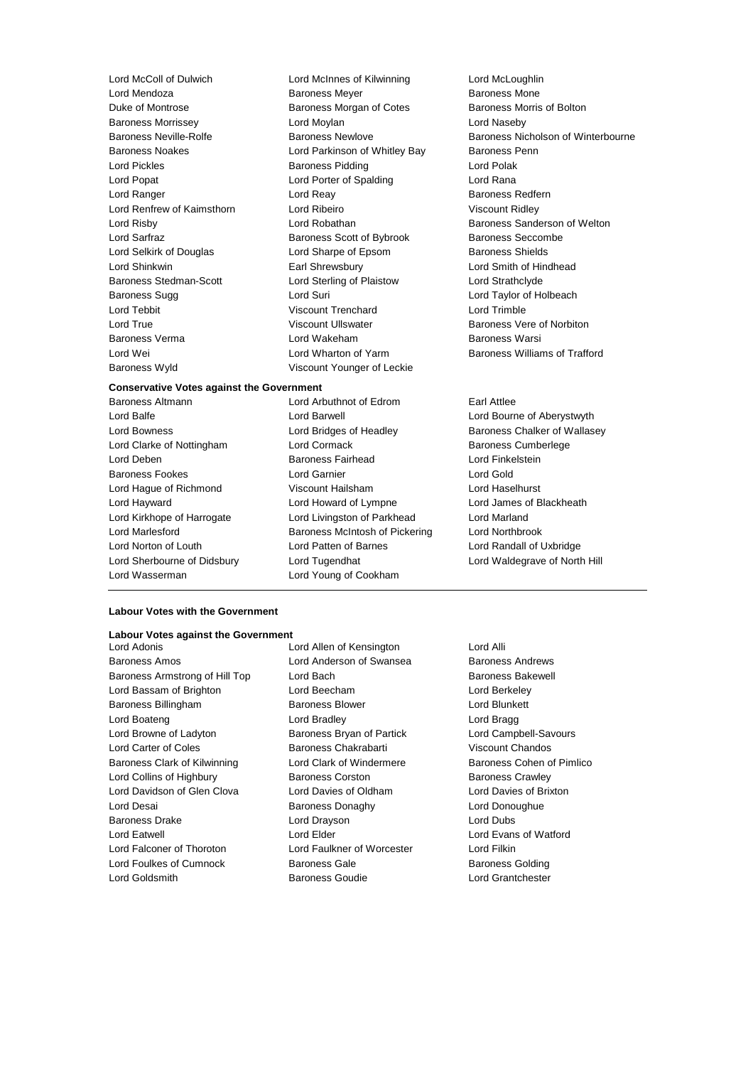Lord McColl of Dulwich
Lord McInnes of Kilwinning
Lord McLoughlin
Lord Mendoza
Baroness Meyer
Baroness Mone
Duke of Montrose
Baroness Morgan of Cotes
Baroness Morris of Bolton
Baroness Morrissey
Lord Moylan
Lord Naseby
Baroness Neville-Rolfe
Baroness Newlove
Baroness Nicholson of Winterbourne
Baroness Noakes
Lord Parkinson of Whitley Bay
Baroness Penn
Lord Pickles
Baroness Pidding
Lord Polak
Lord Popat
Lord Porter of Spalding
Lord Rana
Lord Ranger
Lord Reay
Baroness Redfern
Lord Renfrew of Kaimsthorn
Lord Ribeiro
Viscount Ridley
Lord Risby
Lord Robathan
Baroness Sanderson of Welton
Lord Sarfraz
Baroness Scott of Bybrook
Baroness Seccombe
Lord Selkirk of Douglas
Lord Sharpe of Epsom
Baroness Shields
Lord Shinkwin
Earl Shrewsbury
Lord Smith of Hindhead
Baroness Stedman-Scott
Lord Sterling of Plaistow
Lord Strathclyde
Baroness Sugg
Lord Suri
Lord Taylor of Holbeach
Lord Tebbit
Viscount Trenchard
Lord Trimble
Lord True
Viscount Ullswater
Baroness Vere of Norbiton
Baroness Verma
Lord Wakeham
Baroness Warsi
Lord Wei
Lord Wharton of Yarm
Baroness Williams of Trafford
Baroness Wyld
Viscount Younger of Leckie

**Conservative Votes against the Government**

Baroness Altmann
Lord Arbuthnot of Edrom
Earl Attlee
Lord Balfe
Lord Barwell
Lord Bourne of Aberystwyth
Lord Bowness
Lord Bridges of Headley
Baroness Chalker of Wallasey
Lord Clarke of Nottingham
Lord Cormack
Baroness Cumberlege
Lord Deben
Baroness Fairhead
Lord Finkelstein
Baroness Fookes
Lord Garnier
Lord Gold
Lord Hague of Richmond
Viscount Hailsham
Lord Haselhurst
Lord Hayward
Lord Howard of Lympne
Lord James of Blackheath
Lord Kirkhope of Harrogate
Lord Livingston of Parkhead
Lord Marland
Lord Marlesford
Baroness McIntosh of Pickering
Lord Northbrook
Lord Norton of Louth
Lord Patten of Barnes
Lord Randall of Uxbridge
Lord Sherbourne of Didsbury
Lord Tugendhat
Lord Waldegrave of North Hill
Lord Wasserman
Lord Young of Cookham

---

**Labour Votes with the Government**

**Labour Votes against the Government**

Lord Adonis
Lord Allen of Kensington
Lord Alli
Baroness Amos
Lord Anderson of Swansea
Baroness Andrews
Baroness Armstrong of Hill Top
Lord Bach
Baroness Bakewell
Lord Bassam of Brighton
Lord Beecham
Lord Berkeley
Baroness Billingham
Baroness Blower
Lord Blunkett
Lord Boateng
Lord Bradley
Lord Bragg
Lord Browne of Ladyton
Baroness Bryan of Partick
Lord Campbell-Savours
Lord Carter of Coles
Baroness Chakrabarti
Viscount Chandos
Baroness Clark of Kilwinning
Lord Clark of Windermere
Baroness Cohen of Pimlico
Lord Collins of Highbury
Baroness Corston
Baroness Crawley
Lord Davidson of Glen Clova
Lord Davies of Oldham
Lord Davies of Brixton
Lord Desai
Baroness Donaghy
Lord Donoughue
Baroness Drake
Lord Drayson
Lord Dubs
Lord Eatwell
Lord Elder
Lord Evans of Watford
Lord Falconer of Thoroton
Lord Faulkner of Worcester
Lord Filkin
Lord Foulkes of Cumnock
Baroness Gale
Baroness Golding
Lord Goldsmith
Baroness Goudie
Lord Grantchester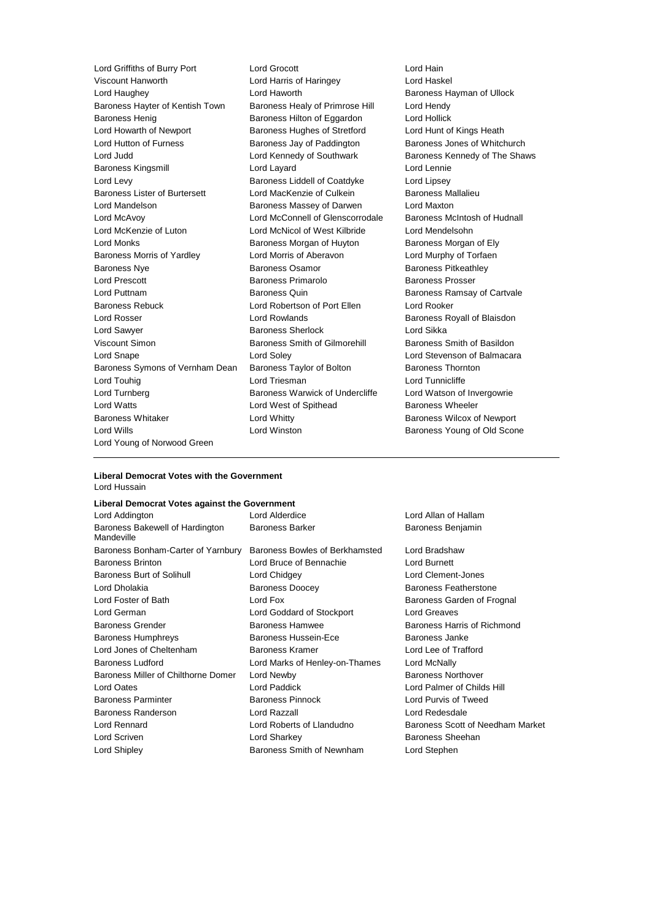Lord Griffiths of Burry Port
Lord Grocott
Lord Hain
Viscount Hanworth
Lord Harris of Haringey
Lord Haskel
Lord Haughey
Lord Haworth
Baroness Hayman of Ullock
Baroness Hayter of Kentish Town
Baroness Healy of Primrose Hill
Lord Hendy
Baroness Henig
Baroness Hilton of Eggardon
Lord Hollick
Lord Howarth of Newport
Baroness Hughes of Stretford
Lord Hunt of Kings Heath
Lord Hutton of Furness
Baroness Jay of Paddington
Baroness Jones of Whitchurch
Lord Judd
Lord Kennedy of Southwark
Baroness Kennedy of The Shaws
Baroness Kingsmill
Lord Layard
Lord Lennie
Lord Levy
Baroness Liddell of Coatdyke
Lord Lipsey
Baroness Lister of Burtersett
Lord MacKenzie of Culkein
Baroness Mallalieu
Lord Mandelson
Baroness Massey of Darwen
Lord Maxton
Lord McAvoy
Lord McConnell of Glenscorrodale
Baroness McIntosh of Hudnall
Lord McKenzie of Luton
Lord McNicol of West Kilbride
Lord Mendelsohn
Lord Monks
Baroness Morgan of Huyton
Baroness Morgan of Ely
Baroness Morris of Yardley
Lord Morris of Aberavon
Lord Murphy of Torfaen
Baroness Nye
Baroness Osamor
Baroness Pitkeathley
Lord Prescott
Baroness Primarolo
Baroness Prosser
Lord Puttnam
Baroness Quin
Baroness Ramsay of Cartvale
Baroness Rebuck
Lord Robertson of Port Ellen
Lord Rooker
Lord Rosser
Lord Rowlands
Baroness Royall of Blaisdon
Lord Sawyer
Baroness Sherlock
Lord Sikka
Viscount Simon
Baroness Smith of Gilmorehill
Baroness Smith of Basildon
Lord Snape
Lord Soley
Lord Stevenson of Balmacara
Baroness Symons of Vernham Dean
Baroness Taylor of Bolton
Baroness Thornton
Lord Touhig
Lord Triesman
Lord Tunnicliffe
Lord Turnberg
Baroness Warwick of Undercliffe
Lord Watson of Invergowrie
Lord Watts
Lord West of Spithead
Baroness Wheeler
Baroness Whitaker
Lord Whitty
Baroness Wilcox of Newport
Lord Wills
Lord Winston
Baroness Young of Old Scone
Lord Young of Norwood Green

---

**Liberal Democrat Votes with the Government**

Lord Hussain

**Liberal Democrat Votes against the Government**

Lord Addington
Lord Alderdice
Lord Allan of Hallam
Baroness Bakewell of Hardington Mandeville
Baroness Barker
Baroness Benjamin
Baroness Bonham-Carter of Yarnbury
Baroness Bowles of Berkhamsted
Lord Bradshaw
Baroness Brinton
Lord Bruce of Bennachie
Lord Burnett
Baroness Burt of Solihull
Lord Chidgey
Lord Clement-Jones
Lord Dholakia
Baroness Doocey
Baroness Featherstone
Lord Foster of Bath
Lord Fox
Baroness Garden of Frognal
Lord German
Lord Goddard of Stockport
Lord Greaves
Baroness Grender
Baroness Hamwee
Baroness Harris of Richmond
Baroness Humphreys
Baroness Hussein-Ece
Baroness Janke
Lord Jones of Cheltenham
Baroness Kramer
Lord Lee of Trafford
Baroness Ludford
Lord Marks of Henley-on-Thames
Lord McNally
Baroness Miller of Chilthorne Domer
Lord Newby
Baroness Northover
Lord Oates
Lord Paddick
Lord Palmer of Childs Hill
Baroness Parminter
Baroness Pinnock
Lord Purvis of Tweed
Baroness Randerson
Lord Razzall
Lord Redesdale
Lord Rennard
Lord Roberts of Llandudno
Baroness Scott of Needham Market
Lord Scriven
Lord Sharkey
Baroness Sheehan
Lord Shipley
Baroness Smith of Newnham
Lord Stephen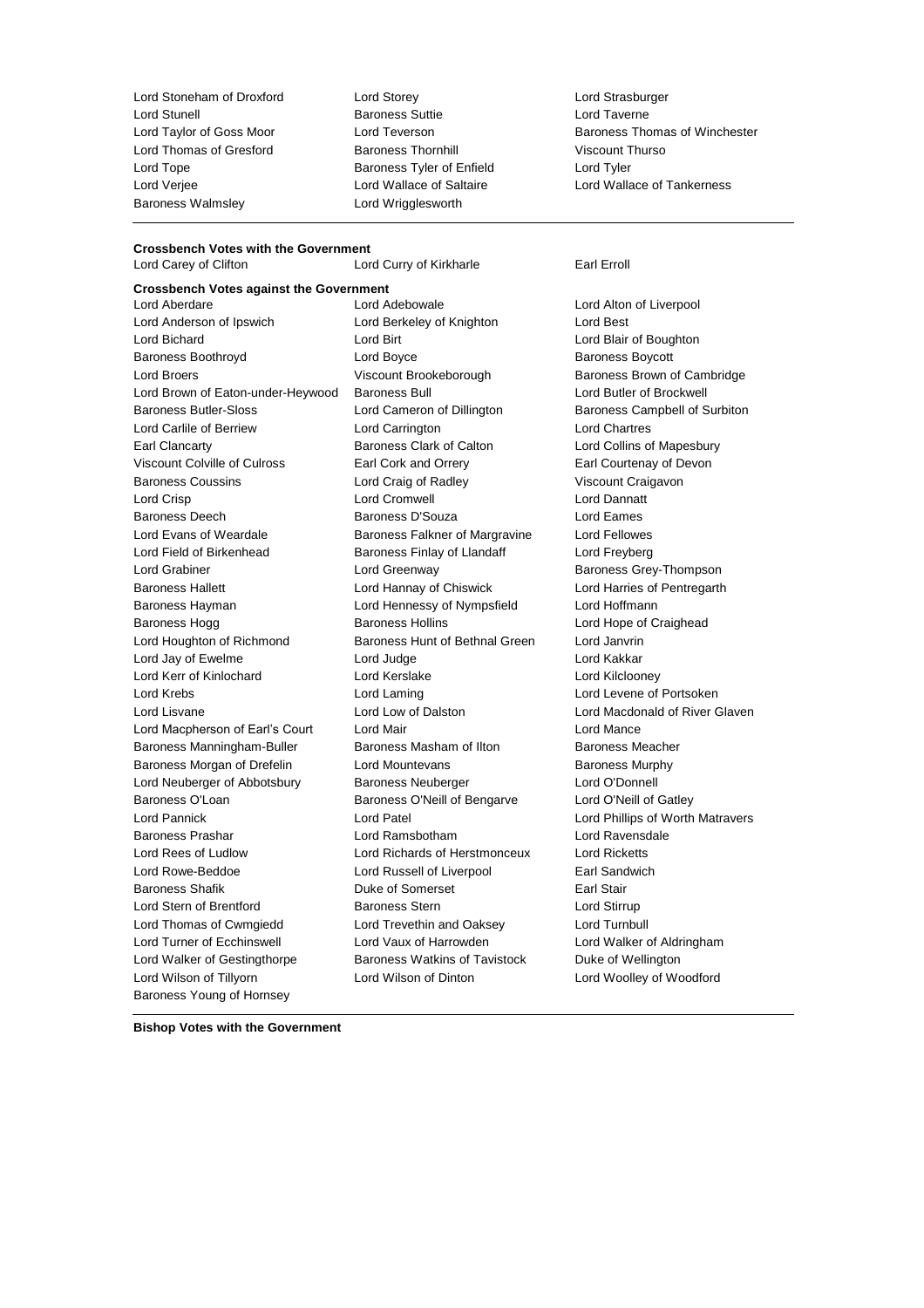Lord Stoneham of Droxford
Lord Storey
Lord Strasburger
Lord Stunell
Baroness Suttie
Lord Taverne
Lord Taylor of Goss Moor
Lord Teverson
Baroness Thomas of Winchester
Lord Thomas of Gresford
Baroness Thornhill
Viscount Thurso
Lord Tope
Baroness Tyler of Enfield
Lord Tyler
Lord Verjee
Lord Wallace of Saltaire
Lord Wallace of Tankerness
Baroness Walmsley
Lord Wrigglesworth

---

**Crossbench Votes with the Government**

Lord Carey of Clifton
Lord Curry of Kirkharle
Earl Erroll

**Crossbench Votes against the Government**

Lord Aberdare
Lord Adebowale
Lord Alton of Liverpool
Lord Anderson of Ipswich
Lord Berkeley of Knighton
Lord Best
Lord Bichard
Lord Birt
Lord Blair of Boughton
Baroness Boothroyd
Lord Boyce
Baroness Boycott
Lord Broers
Viscount Brookeborough
Baroness Brown of Cambridge
Lord Brown of Eaton-under-Heywood
Baroness Bull
Lord Butler of Brockwell
Baroness Butler-Sloss
Lord Cameron of Dillington
Baroness Campbell of Surbiton
Lord Carlile of Berriew
Lord Carrington
Lord Chartres
Earl Clancarty
Baroness Clark of Calton
Lord Collins of Mapesbury
Viscount Colville of Culross
Earl Cork and Orrery
Earl Courtenay of Devon
Baroness Coussins
Lord Craig of Radley
Viscount Craigavon
Lord Crisp
Lord Cromwell
Lord Dannatt
Baroness Deech
Baroness D'Souza
Lord Eames
Lord Evans of Weardale
Baroness Falkner of Margravine
Lord Fellowes
Lord Field of Birkenhead
Baroness Finlay of Llandaff
Lord Freyberg
Lord Grabiner
Lord Greenway
Baroness Grey-Thompson
Baroness Hallett
Lord Hannay of Chiswick
Lord Harries of Pentregarth
Baroness Hayman
Lord Hennessy of Nympsfield
Lord Hoffmann
Baroness Hogg
Baroness Hollins
Lord Hope of Craighead
Lord Houghton of Richmond
Baroness Hunt of Bethnal Green
Lord Janvrin
Lord Jay of Ewelme
Lord Judge
Lord Kakkar
Lord Kerr of Kinlochard
Lord Kerslake
Lord Kilclooney
Lord Krebs
Lord Laming
Lord Levene of Portsoken
Lord Lisvane
Lord Low of Dalston
Lord Macdonald of River Glaven
Lord Macpherson of Earl's Court
Lord Mair
Lord Mance
Baroness Manningham-Buller
Baroness Masham of Ilton
Baroness Meacher
Baroness Morgan of Drefelin
Lord Mountevans
Baroness Murphy
Lord Neuberger of Abbotsbury
Baroness Neuberger
Lord O'Donnell
Baroness O'Loan
Baroness O'Neill of Bengarve
Lord O'Neill of Gatley
Lord Pannick
Lord Patel
Lord Phillips of Worth Matravers
Baroness Prashar
Lord Ramsbotham
Lord Ravensdale
Lord Rees of Ludlow
Lord Richards of Herstmonceux
Lord Ricketts
Lord Rowe-Beddoe
Lord Russell of Liverpool
Earl Sandwich
Baroness Shafik
Duke of Somerset
Earl Stair
Lord Stern of Brentford
Baroness Stern
Lord Stirrup
Lord Thomas of Cwmgiedd
Lord Trevethin and Oaksey
Lord Turnbull
Lord Turner of Ecchinswell
Lord Vaux of Harrowden
Lord Walker of Aldringham
Lord Walker of Gestingthorpe
Baroness Watkins of Tavistock
Duke of Wellington
Lord Wilson of Tillyorn
Lord Wilson of Dinton
Lord Woolley of Woodford
Baroness Young of Hornsey

---

**Bishop Votes with the Government**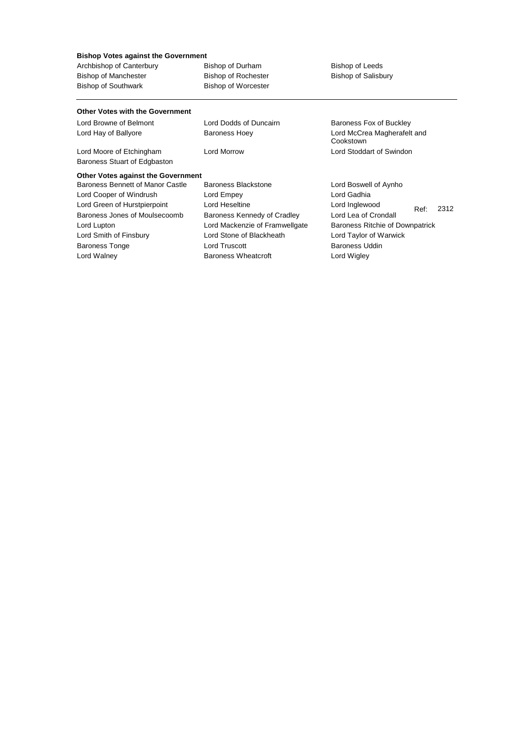**Bishop Votes against the Government**

Archbishop of Canterbury
Bishop of Durham
Bishop of Leeds
Bishop of Manchester
Bishop of Rochester
Bishop of Salisbury
Bishop of Southwark
Bishop of Worcester

---

**Other Votes with the Government**

Lord Browne of Belmont
Lord Dodds of Duncairn
Baroness Fox of Buckley
Lord Hay of Ballyore
Baroness Hoey
Lord McCrea Magherafelt and Cookstown
Lord Moore of Etchingham
Lord Morrow
Lord Stoddart of Swindon
Baroness Stuart of Edgbaston

**Other Votes against the Government**

Baroness Bennett of Manor Castle
Baroness Blackstone
Lord Boswell of Aynho
Lord Cooper of Windrush
Lord Empey
Lord Gadhia
Lord Green of Hurstpierpoint
Lord Heseltine
Lord Inglewood
Baroness Jones of Moulsecoomb
Baroness Kennedy of Cradley
Lord Lea of Crondall
Lord Lupton
Lord Mackenzie of Framwellgate
Baroness Ritchie of Downpatrick
Lord Smith of Finsbury
Lord Stone of Blackheath
Lord Taylor of Warwick
Baroness Tonge
Lord Truscott
Baroness Uddin
Lord Walney
Baroness Wheatcroft
Lord Wigley

Ref: 2312